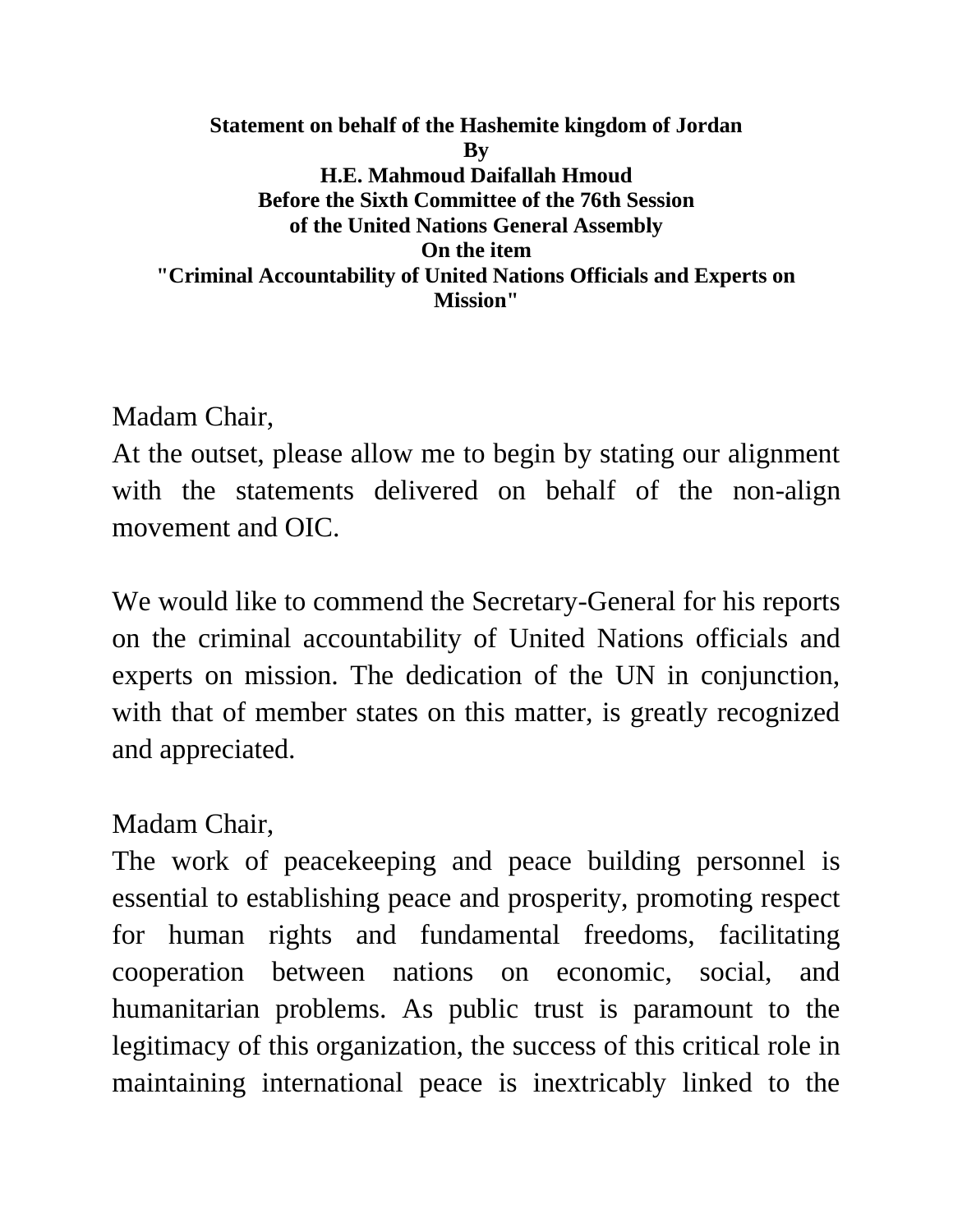**Statement on behalf of the Hashemite kingdom of Jordan**
**By**
**H.E. Mahmoud Daifallah Hmoud**
**Before the Sixth Committee of the 76th Session**
**of the United Nations General Assembly**
**On the item**
**"Criminal Accountability of United Nations Officials and Experts on Mission"**

Madam Chair,

At the outset, please allow me to begin by stating our alignment with the statements delivered on behalf of the non-align movement and OIC.

We would like to commend the Secretary-General for his reports on the criminal accountability of United Nations officials and experts on mission. The dedication of the UN in conjunction, with that of member states on this matter, is greatly recognized and appreciated.

Madam Chair,

The work of peacekeeping and peace building personnel is essential to establishing peace and prosperity, promoting respect for human rights and fundamental freedoms, facilitating cooperation between nations on economic, social, and humanitarian problems. As public trust is paramount to the legitimacy of this organization, the success of this critical role in maintaining international peace is inextricably linked to the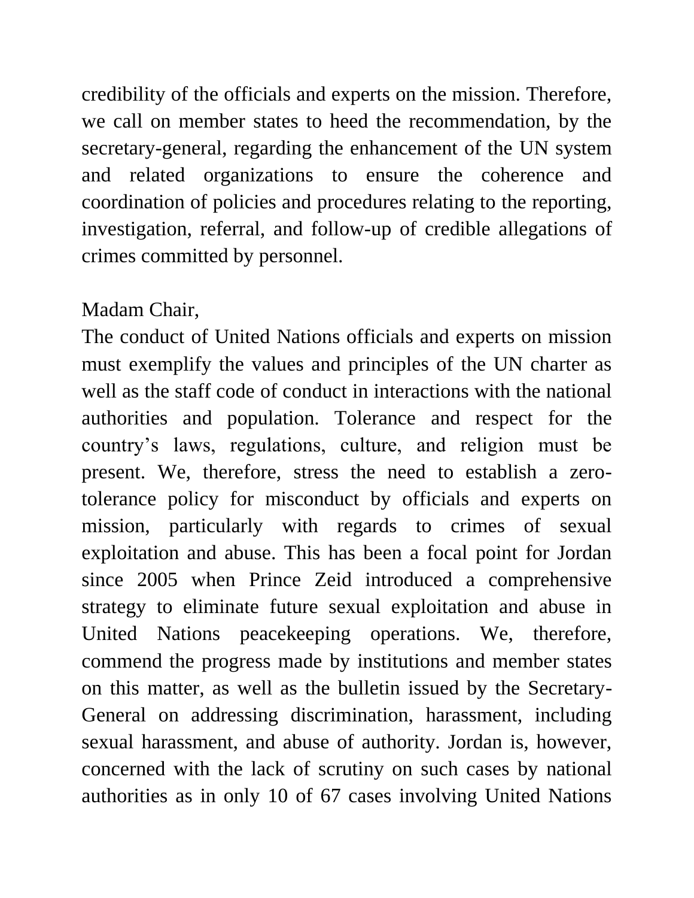credibility of the officials and experts on the mission. Therefore, we call on member states to heed the recommendation, by the secretary-general, regarding the enhancement of the UN system and related organizations to ensure the coherence and coordination of policies and procedures relating to the reporting, investigation, referral, and follow-up of credible allegations of crimes committed by personnel.

Madam Chair,

The conduct of United Nations officials and experts on mission must exemplify the values and principles of the UN charter as well as the staff code of conduct in interactions with the national authorities and population. Tolerance and respect for the country's laws, regulations, culture, and religion must be present. We, therefore, stress the need to establish a zero-tolerance policy for misconduct by officials and experts on mission, particularly with regards to crimes of sexual exploitation and abuse. This has been a focal point for Jordan since 2005 when Prince Zeid introduced a comprehensive strategy to eliminate future sexual exploitation and abuse in United Nations peacekeeping operations. We, therefore, commend the progress made by institutions and member states on this matter, as well as the bulletin issued by the Secretary-General on addressing discrimination, harassment, including sexual harassment, and abuse of authority. Jordan is, however, concerned with the lack of scrutiny on such cases by national authorities as in only 10 of 67 cases involving United Nations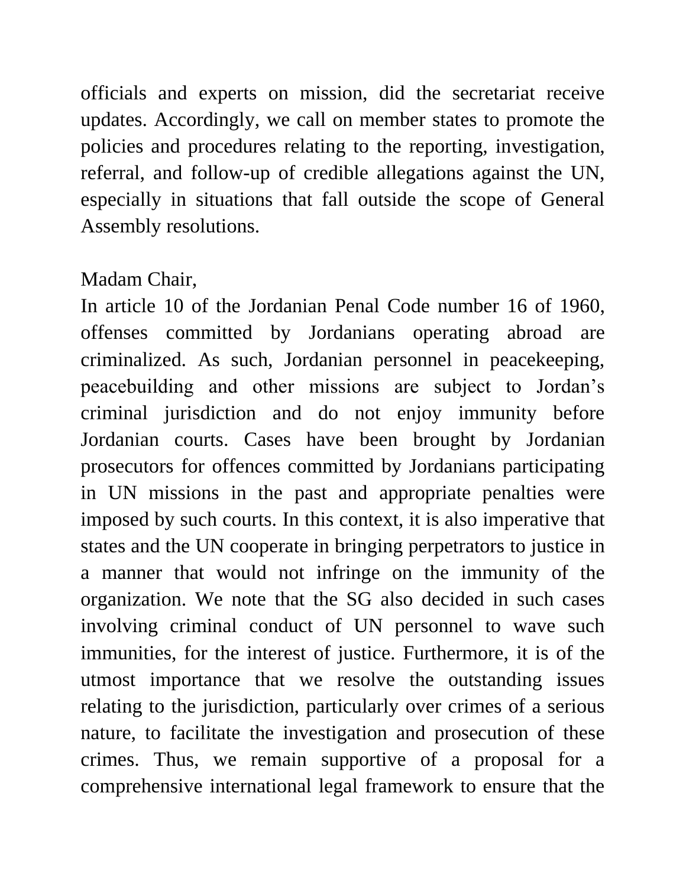officials and experts on mission, did the secretariat receive updates. Accordingly, we call on member states to promote the policies and procedures relating to the reporting, investigation, referral, and follow-up of credible allegations against the UN, especially in situations that fall outside the scope of General Assembly resolutions.

Madam Chair,

In article 10 of the Jordanian Penal Code number 16 of 1960, offenses committed by Jordanians operating abroad are criminalized. As such, Jordanian personnel in peacekeeping, peacebuilding and other missions are subject to Jordan's criminal jurisdiction and do not enjoy immunity before Jordanian courts. Cases have been brought by Jordanian prosecutors for offences committed by Jordanians participating in UN missions in the past and appropriate penalties were imposed by such courts. In this context, it is also imperative that states and the UN cooperate in bringing perpetrators to justice in a manner that would not infringe on the immunity of the organization. We note that the SG also decided in such cases involving criminal conduct of UN personnel to wave such immunities, for the interest of justice. Furthermore, it is of the utmost importance that we resolve the outstanding issues relating to the jurisdiction, particularly over crimes of a serious nature, to facilitate the investigation and prosecution of these crimes. Thus, we remain supportive of a proposal for a comprehensive international legal framework to ensure that the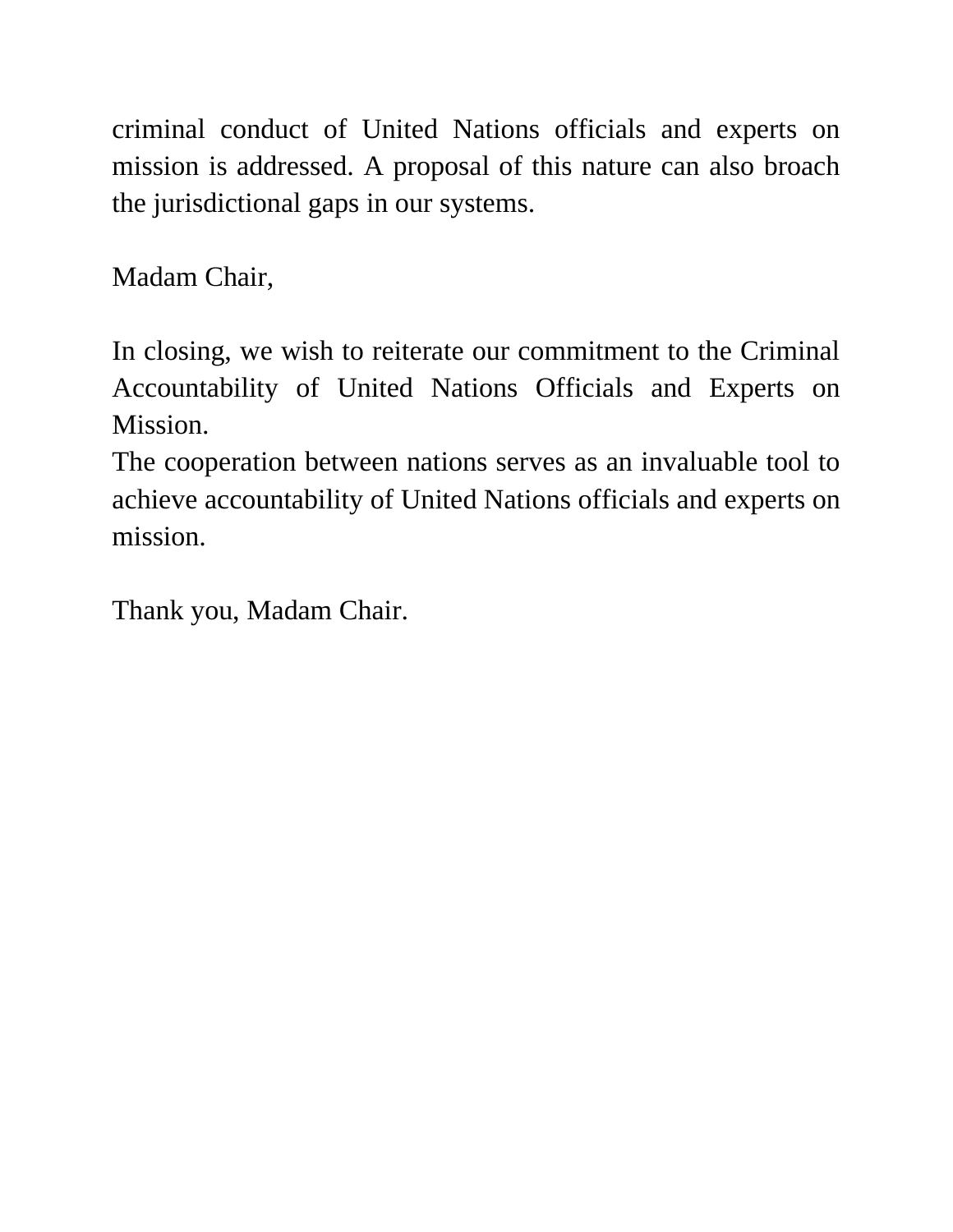criminal conduct of United Nations officials and experts on mission is addressed. A proposal of this nature can also broach the jurisdictional gaps in our systems.

Madam Chair,

In closing, we wish to reiterate our commitment to the Criminal Accountability of United Nations Officials and Experts on Mission.
The cooperation between nations serves as an invaluable tool to achieve accountability of United Nations officials and experts on mission.

Thank you, Madam Chair.